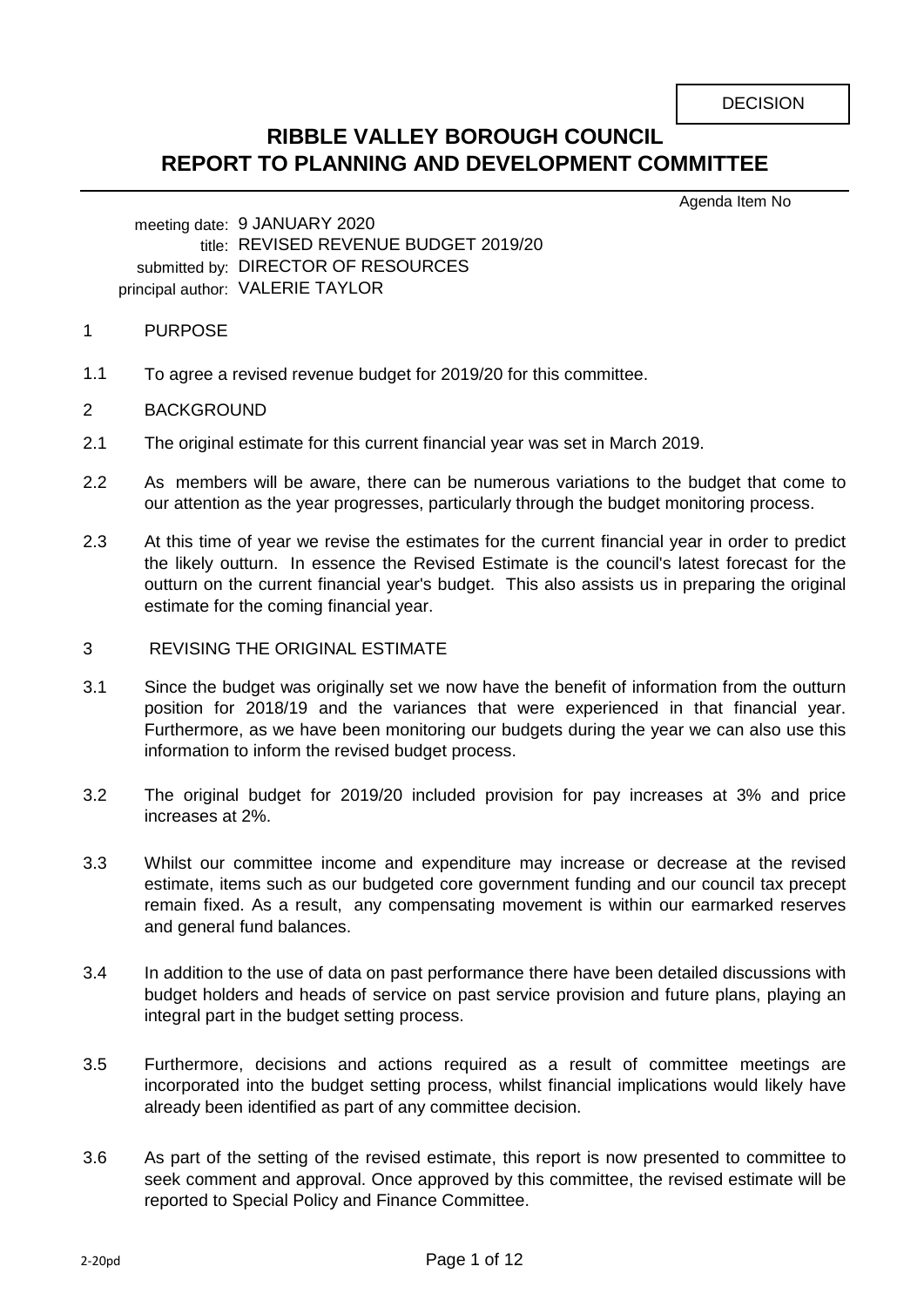DECISION

# RIBBLE VALLEY BOROUGH COUNCIL
# REPORT TO PLANNING AND DEVELOPMENT COMMITTEE

Agenda Item No

meeting date: 9 JANUARY 2020
title: REVISED REVENUE BUDGET 2019/20
submitted by: DIRECTOR OF RESOURCES
principal author: VALERIE TAYLOR

## 1 PURPOSE

1.1 To agree a revised revenue budget for 2019/20 for this committee.

## 2 BACKGROUND

2.1 The original estimate for this current financial year was set in March 2019.

2.2 As members will be aware, there can be numerous variations to the budget that come to our attention as the year progresses, particularly through the budget monitoring process.

2.3 At this time of year we revise the estimates for the current financial year in order to predict the likely outturn. In essence the Revised Estimate is the council's latest forecast for the outturn on the current financial year's budget. This also assists us in preparing the original estimate for the coming financial year.

## 3 REVISING THE ORIGINAL ESTIMATE

3.1 Since the budget was originally set we now have the benefit of information from the outturn position for 2018/19 and the variances that were experienced in that financial year. Furthermore, as we have been monitoring our budgets during the year we can also use this information to inform the revised budget process.

3.2 The original budget for 2019/20 included provision for pay increases at 3% and price increases at 2%.

3.3 Whilst our committee income and expenditure may increase or decrease at the revised estimate, items such as our budgeted core government funding and our council tax precept remain fixed. As a result, any compensating movement is within our earmarked reserves and general fund balances.

3.4 In addition to the use of data on past performance there have been detailed discussions with budget holders and heads of service on past service provision and future plans, playing an integral part in the budget setting process.

3.5 Furthermore, decisions and actions required as a result of committee meetings are incorporated into the budget setting process, whilst financial implications would likely have already been identified as part of any committee decision.

3.6 As part of the setting of the revised estimate, this report is now presented to committee to seek comment and approval. Once approved by this committee, the revised estimate will be reported to Special Policy and Finance Committee.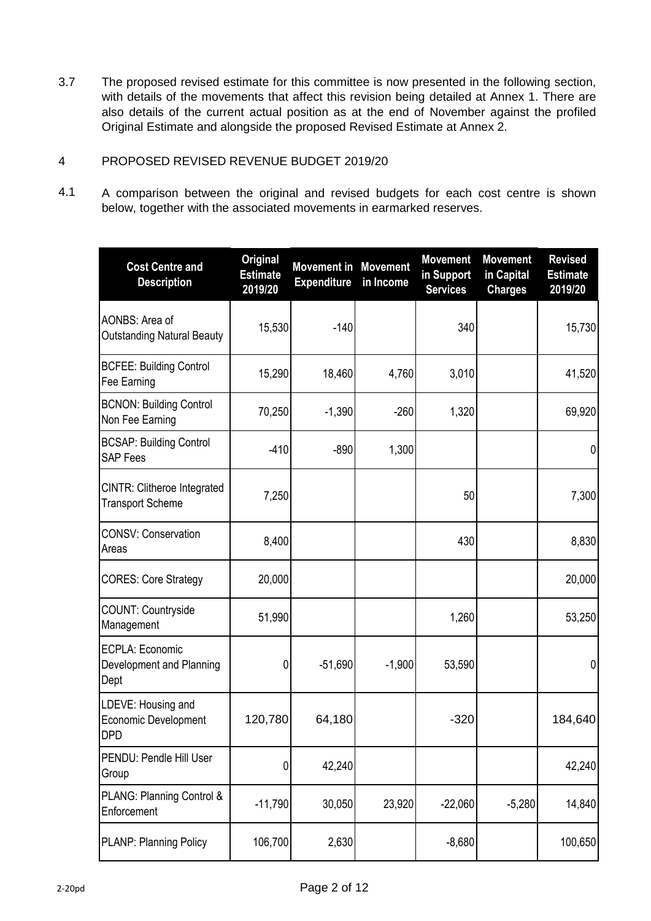3.7 The proposed revised estimate for this committee is now presented in the following section, with details of the movements that affect this revision being detailed at Annex 1. There are also details of the current actual position as at the end of November against the profiled Original Estimate and alongside the proposed Revised Estimate at Annex 2.

## 4 PROPOSED REVISED REVENUE BUDGET 2019/20

4.1 A comparison between the original and revised budgets for each cost centre is shown below, together with the associated movements in earmarked reserves.

| Cost Centre and Description | Original Estimate 2019/20 | Movement in Expenditure | Movement in Income | Movement in Support Services | Movement in Capital Charges | Revised Estimate 2019/20 |
|---|---|---|---|---|---|---|
| AONBS: Area of Outstanding Natural Beauty | 15,530 | -140 | | 340 | | 15,730 |
| BCFEE: Building Control Fee Earning | 15,290 | 18,460 | 4,760 | 3,010 | | 41,520 |
| BCNON: Building Control Non Fee Earning | 70,250 | -1,390 | -260 | 1,320 | | 69,920 |
| BCSAP: Building Control SAP Fees | -410 | -890 | 1,300 | | | 0 |
| CINTR: Clitheroe Integrated Transport Scheme | 7,250 | | | 50 | | 7,300 |
| CONSV: Conservation Areas | 8,400 | | | 430 | | 8,830 |
| CORES: Core Strategy | 20,000 | | | | | 20,000 |
| COUNT: Countryside Management | 51,990 | | | 1,260 | | 53,250 |
| ECPLA: Economic Development and Planning Dept | 0 | -51,690 | -1,900 | 53,590 | | 0 |
| LDEVE: Housing and Economic Development DPD | 120,780 | 64,180 | | -320 | | 184,640 |
| PENDU: Pendle Hill User Group | 0 | 42,240 | | | | 42,240 |
| PLANG: Planning Control & Enforcement | -11,790 | 30,050 | 23,920 | -22,060 | -5,280 | 14,840 |
| PLANP: Planning Policy | 106,700 | 2,630 | | -8,680 | | 100,650 |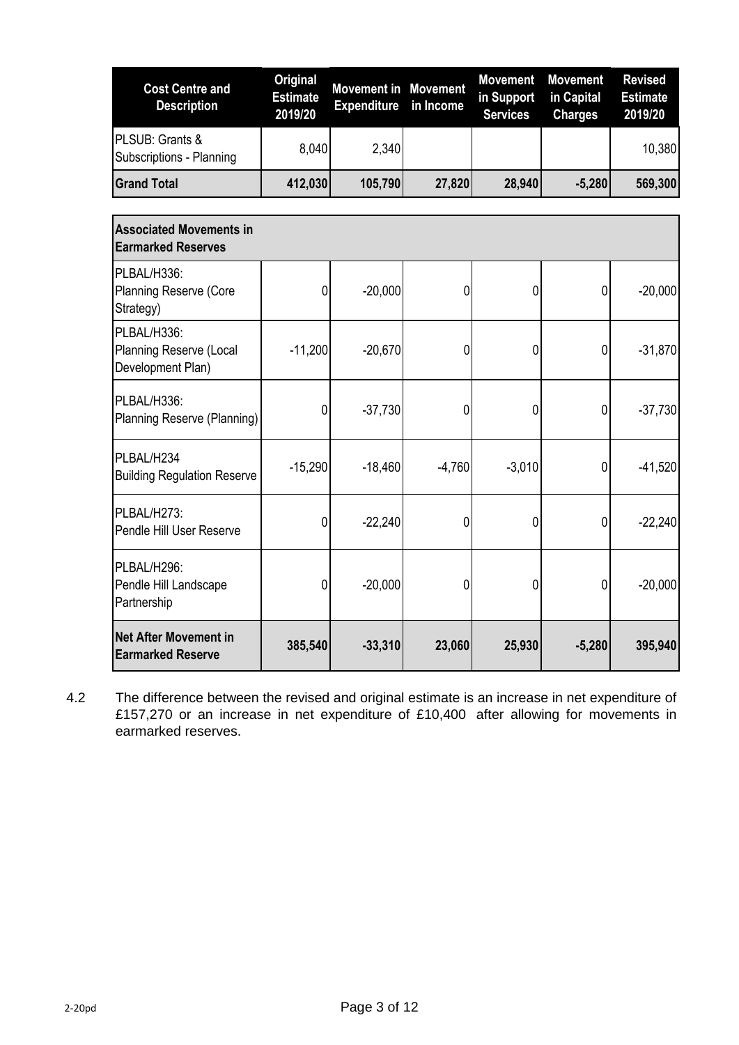| Cost Centre and Description | Original Estimate 2019/20 | Movement in Expenditure | Movement in Income | Movement in Support Services | Movement in Capital Charges | Revised Estimate 2019/20 |
|---|---|---|---|---|---|---|
| PLSUB: Grants & Subscriptions - Planning | 8,040 | 2,340 | | | | 10,380 |
| **Grand Total** | **412,030** | **105,790** | **27,820** | **28,940** | **-5,280** | **569,300** |
| **Associated Movements in Earmarked Reserves** | | | | | | |
| PLBAL/H336: Planning Reserve (Core Strategy) | 0 | -20,000 | 0 | 0 | 0 | -20,000 |
| PLBAL/H336: Planning Reserve (Local Development Plan) | -11,200 | -20,670 | 0 | 0 | 0 | -31,870 |
| PLBAL/H336: Planning Reserve (Planning) | 0 | -37,730 | 0 | 0 | 0 | -37,730 |
| PLBAL/H234 Building Regulation Reserve | -15,290 | -18,460 | -4,760 | -3,010 | 0 | -41,520 |
| PLBAL/H273: Pendle Hill User Reserve | 0 | -22,240 | 0 | 0 | 0 | -22,240 |
| PLBAL/H296: Pendle Hill Landscape Partnership | 0 | -20,000 | 0 | 0 | 0 | -20,000 |
| **Net After Movement in Earmarked Reserve** | **385,540** | **-33,310** | **23,060** | **25,930** | **-5,280** | **395,940** |

4.2 The difference between the revised and original estimate is an increase in net expenditure of £157,270 or an increase in net expenditure of £10,400 after allowing for movements in earmarked reserves.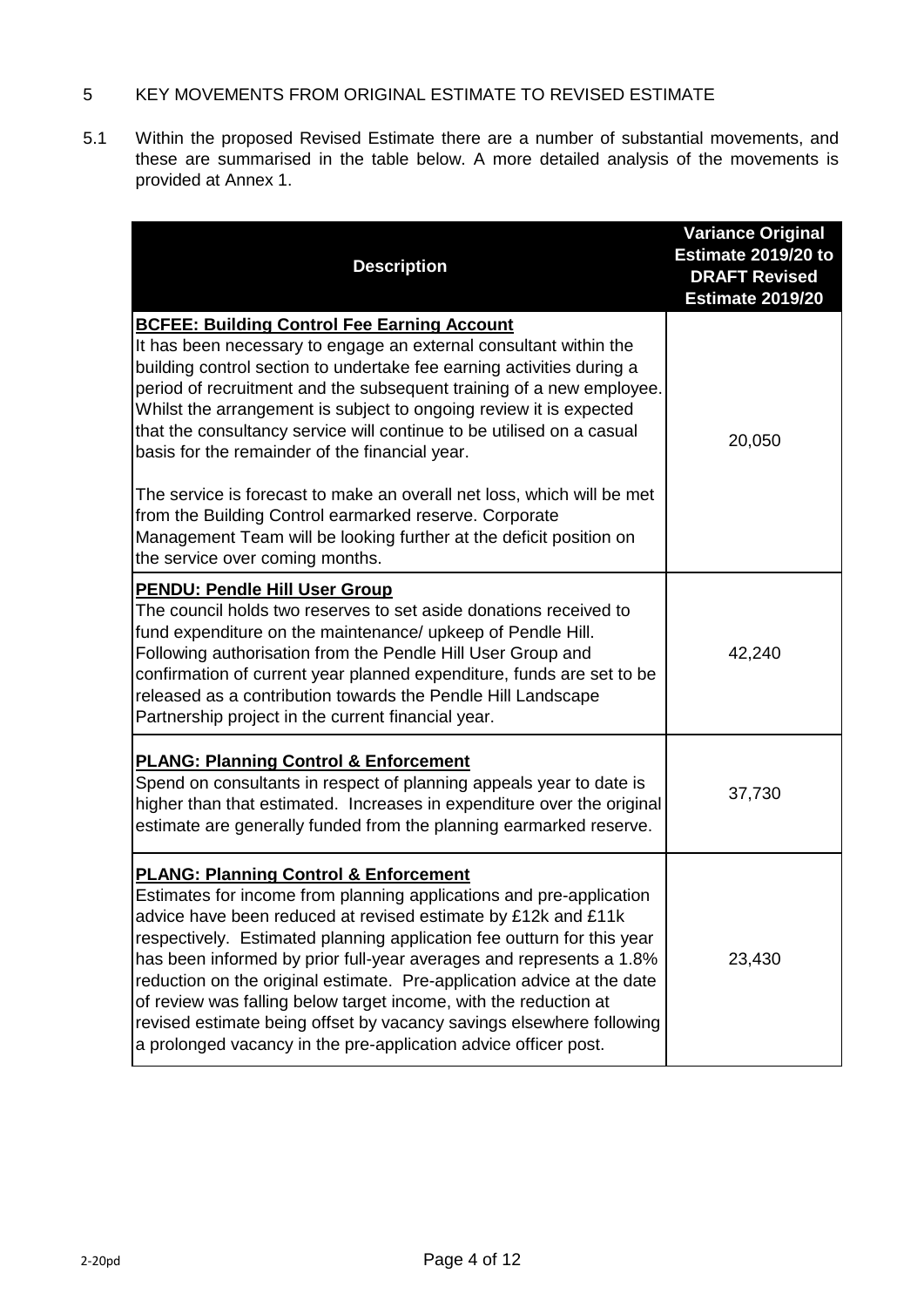## 5 KEY MOVEMENTS FROM ORIGINAL ESTIMATE TO REVISED ESTIMATE

5.1 Within the proposed Revised Estimate there are a number of substantial movements, and these are summarised in the table below. A more detailed analysis of the movements is provided at Annex 1.

| Description | Variance Original Estimate 2019/20 to DRAFT Revised Estimate 2019/20 |
|---|---|
| **BCFEE: Building Control Fee Earning Account**<br>It has been necessary to engage an external consultant within the building control section to undertake fee earning activities during a period of recruitment and the subsequent training of a new employee. Whilst the arrangement is subject to ongoing review it is expected that the consultancy service will continue to be utilised on a casual basis for the remainder of the financial year.<br><br>The service is forecast to make an overall net loss, which will be met from the Building Control earmarked reserve. Corporate Management Team will be looking further at the deficit position on the service over coming months. | 20,050 |
| **PENDU: Pendle Hill User Group**<br>The council holds two reserves to set aside donations received to fund expenditure on the maintenance/ upkeep of Pendle Hill. Following authorisation from the Pendle Hill User Group and confirmation of current year planned expenditure, funds are set to be released as a contribution towards the Pendle Hill Landscape Partnership project in the current financial year. | 42,240 |
| **PLANG: Planning Control & Enforcement**<br>Spend on consultants in respect of planning appeals year to date is higher than that estimated. Increases in expenditure over the original estimate are generally funded from the planning earmarked reserve. | 37,730 |
| **PLANG: Planning Control & Enforcement**<br>Estimates for income from planning applications and pre-application advice have been reduced at revised estimate by £12k and £11k respectively. Estimated planning application fee outturn for this year has been informed by prior full-year averages and represents a 1.8% reduction on the original estimate. Pre-application advice at the date of review was falling below target income, with the reduction at revised estimate being offset by vacancy savings elsewhere following a prolonged vacancy in the pre-application advice officer post. | 23,430 |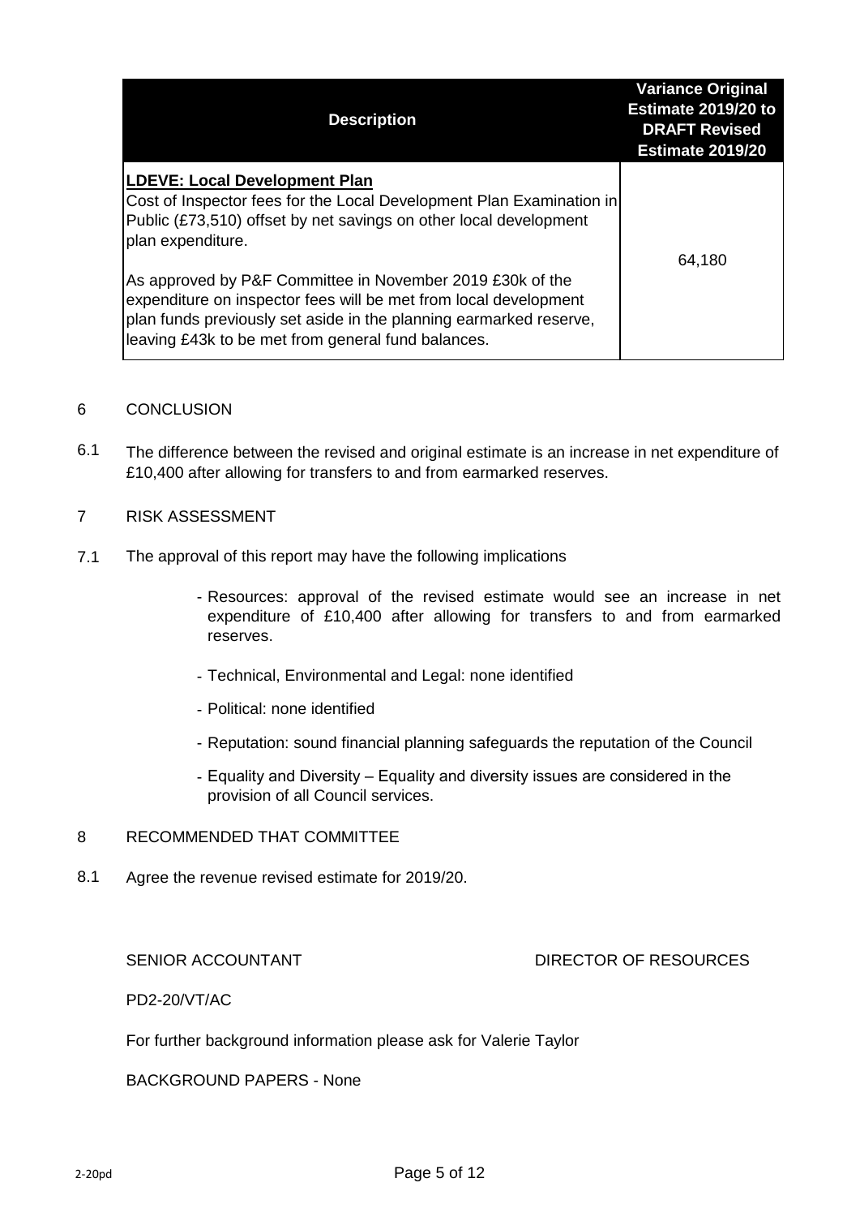| Description | Variance Original Estimate 2019/20 to DRAFT Revised Estimate 2019/20 |
| --- | --- |
| **LDEVE: Local Development Plan**<br>Cost of Inspector fees for the Local Development Plan Examination in Public (£73,510) offset by net savings on other local development plan expenditure.<br><br>As approved by P&F Committee in November 2019 £30k of the expenditure on inspector fees will be met from local development plan funds previously set aside in the planning earmarked reserve, leaving £43k to be met from general fund balances. | 64,180 |

## 6 CONCLUSION

6.1 The difference between the revised and original estimate is an increase in net expenditure of £10,400 after allowing for transfers to and from earmarked reserves.

## 7 RISK ASSESSMENT

7.1 The approval of this report may have the following implications

- Resources: approval of the revised estimate would see an increase in net expenditure of £10,400 after allowing for transfers to and from earmarked reserves.
- Technical, Environmental and Legal: none identified
- Political: none identified
- Reputation: sound financial planning safeguards the reputation of the Council
- Equality and Diversity – Equality and diversity issues are considered in the provision of all Council services.

## 8 RECOMMENDED THAT COMMITTEE

8.1 Agree the revenue revised estimate for 2019/20.

SENIOR ACCOUNTANT DIRECTOR OF RESOURCES

PD2-20/VT/AC

For further background information please ask for Valerie Taylor

BACKGROUND PAPERS - None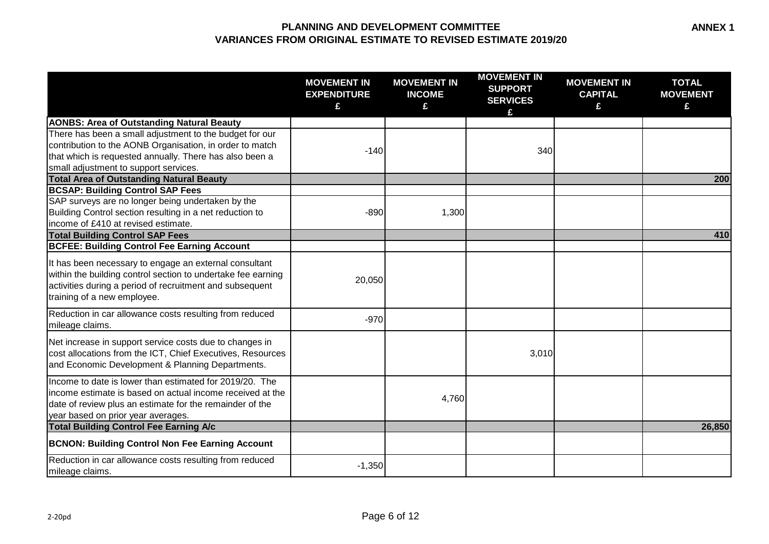# PLANNING AND DEVELOPMENT COMMITTEE
## VARIANCES FROM ORIGINAL ESTIMATE TO REVISED ESTIMATE 2019/20

**ANNEX 1**

| | MOVEMENT IN EXPENDITURE £ | MOVEMENT IN INCOME £ | MOVEMENT IN SUPPORT SERVICES £ | MOVEMENT IN CAPITAL £ | TOTAL MOVEMENT £ |
|---|---|---|---|---|---|
| **AONBS: Area of Outstanding Natural Beauty** | | | | | |
| There has been a small adjustment to the budget for our contribution to the AONB Organisation, in order to match that which is requested annually. There has also been a small adjustment to support services. | -140 | | 340 | | |
| **Total Area of Outstanding Natural Beauty** | | | | | **200** |
| **BCSAP: Building Control SAP Fees** | | | | | |
| SAP surveys are no longer being undertaken by the Building Control section resulting in a net reduction to income of £410 at revised estimate. | -890 | 1,300 | | | |
| **Total Building Control SAP Fees** | | | | | **410** |
| **BCFEE: Building Control Fee Earning Account** | | | | | |
| It has been necessary to engage an external consultant within the building control section to undertake fee earning activities during a period of recruitment and subsequent training of a new employee. | 20,050 | | | | |
| Reduction in car allowance costs resulting from reduced mileage claims. | -970 | | | | |
| Net increase in support service costs due to changes in cost allocations from the ICT, Chief Executives, Resources and Economic Development & Planning Departments. | | | 3,010 | | |
| Income to date is lower than estimated for 2019/20. The income estimate is based on actual income received at the date of review plus an estimate for the remainder of the year based on prior year averages. | | 4,760 | | | |
| **Total Building Control Fee Earning A/c** | | | | | **26,850** |
| **BCNON: Building Control Non Fee Earning Account** | | | | | |
| Reduction in car allowance costs resulting from reduced mileage claims. | -1,350 | | | | |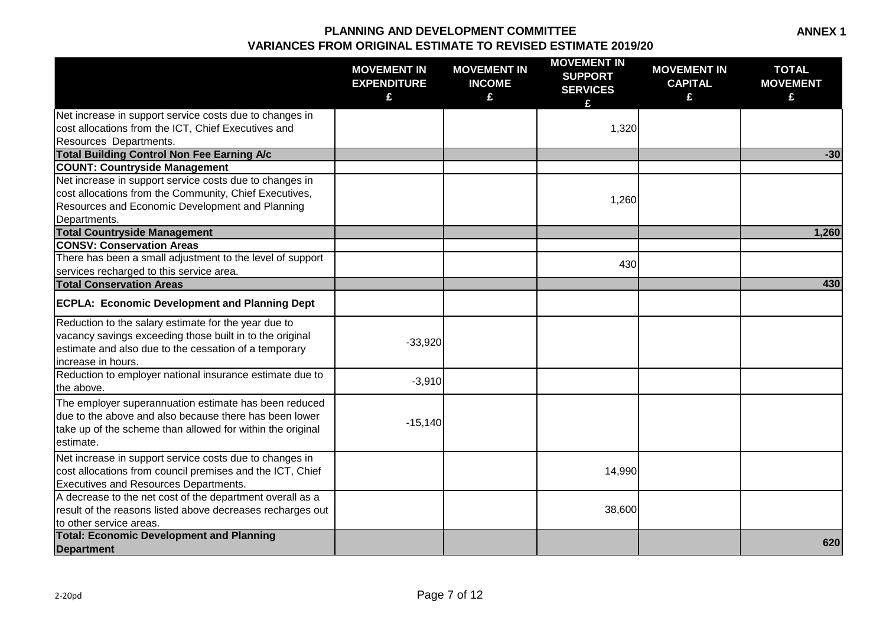**PLANNING AND DEVELOPMENT COMMITTEE**
**VARIANCES FROM ORIGINAL ESTIMATE TO REVISED ESTIMATE 2019/20**

**ANNEX 1**

| | MOVEMENT IN EXPENDITURE £ | MOVEMENT IN INCOME £ | MOVEMENT IN SUPPORT SERVICES £ | MOVEMENT IN CAPITAL £ | TOTAL MOVEMENT £ |
|---|---|---|---|---|---|
| Net increase in support service costs due to changes in cost allocations from the ICT, Chief Executives and Resources Departments. | | | 1,320 | | |
| **Total Building Control Non Fee Earning A/c** | | | | | -30 |
| **COUNT: Countryside Management** | | | | | |
| Net increase in support service costs due to changes in cost allocations from the Community, Chief Executives, Resources and Economic Development and Planning Departments. | | | 1,260 | | |
| **Total Countryside Management** | | | | | 1,260 |
| **CONSV: Conservation Areas** | | | | | |
| There has been a small adjustment to the level of support services recharged to this service area. | | | 430 | | |
| **Total Conservation Areas** | | | | | 430 |
| **ECPLA: Economic Development and Planning Dept** | | | | | |
| Reduction to the salary estimate for the year due to vacancy savings exceeding those built in to the original estimate and also due to the cessation of a temporary increase in hours. | -33,920 | | | | |
| Reduction to employer national insurance estimate due to the above. | -3,910 | | | | |
| The employer superannuation estimate has been reduced due to the above and also because there has been lower take up of the scheme than allowed for within the original estimate. | -15,140 | | | | |
| Net increase in support service costs due to changes in cost allocations from council premises and the ICT, Chief Executives and Resources Departments. | | | 14,990 | | |
| A decrease to the net cost of the department overall as a result of the reasons listed above decreases recharges out to other service areas. | | | 38,600 | | |
| **Total: Economic Development and Planning Department** | | | | | 620 |

2-20pd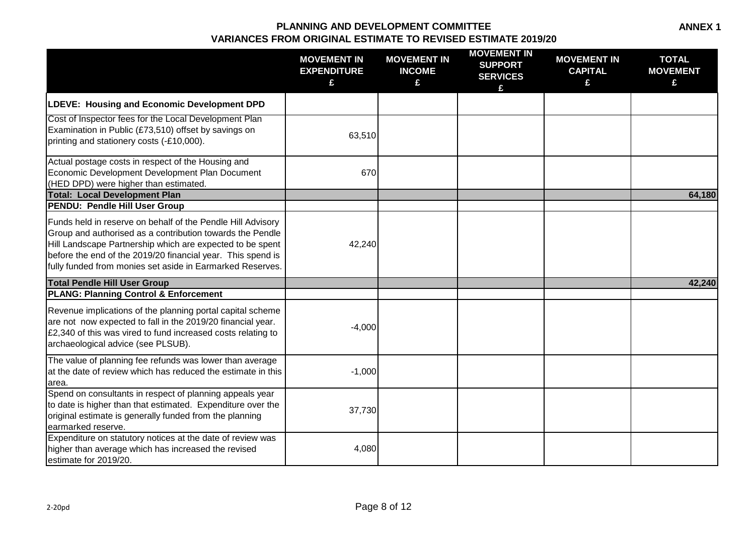**ANNEX 1**

# PLANNING AND DEVELOPMENT COMMITTEE
## VARIANCES FROM ORIGINAL ESTIMATE TO REVISED ESTIMATE 2019/20

| | MOVEMENT IN EXPENDITURE £ | MOVEMENT IN INCOME £ | MOVEMENT IN SUPPORT SERVICES £ | MOVEMENT IN CAPITAL £ | TOTAL MOVEMENT £ |
|---|---|---|---|---|---|
| **LDEVE: Housing and Economic Development DPD** | | | | | |
| Cost of Inspector fees for the Local Development Plan Examination in Public (£73,510) offset by savings on printing and stationery costs (-£10,000). | 63,510 | | | | |
| Actual postage costs in respect of the Housing and Economic Development Development Plan Document (HED DPD) were higher than estimated. | 670 | | | | |
| **Total: Local Development Plan** | | | | | **64,180** |
| **PENDU: Pendle Hill User Group** | | | | | |
| Funds held in reserve on behalf of the Pendle Hill Advisory Group and authorised as a contribution towards the Pendle Hill Landscape Partnership which are expected to be spent before the end of the 2019/20 financial year. This spend is fully funded from monies set aside in Earmarked Reserves. | 42,240 | | | | |
| **Total Pendle Hill User Group** | | | | | **42,240** |
| **PLANG: Planning Control & Enforcement** | | | | | |
| Revenue implications of the planning portal capital scheme are not now expected to fall in the 2019/20 financial year. £2,340 of this was vired to fund increased costs relating to archaeological advice (see PLSUB). | -4,000 | | | | |
| The value of planning fee refunds was lower than average at the date of review which has reduced the estimate in this area. | -1,000 | | | | |
| Spend on consultants in respect of planning appeals year to date is higher than that estimated. Expenditure over the original estimate is generally funded from the planning earmarked reserve. | 37,730 | | | | |
| Expenditure on statutory notices at the date of review was higher than average which has increased the revised estimate for 2019/20. | 4,080 | | | | |

2-20pd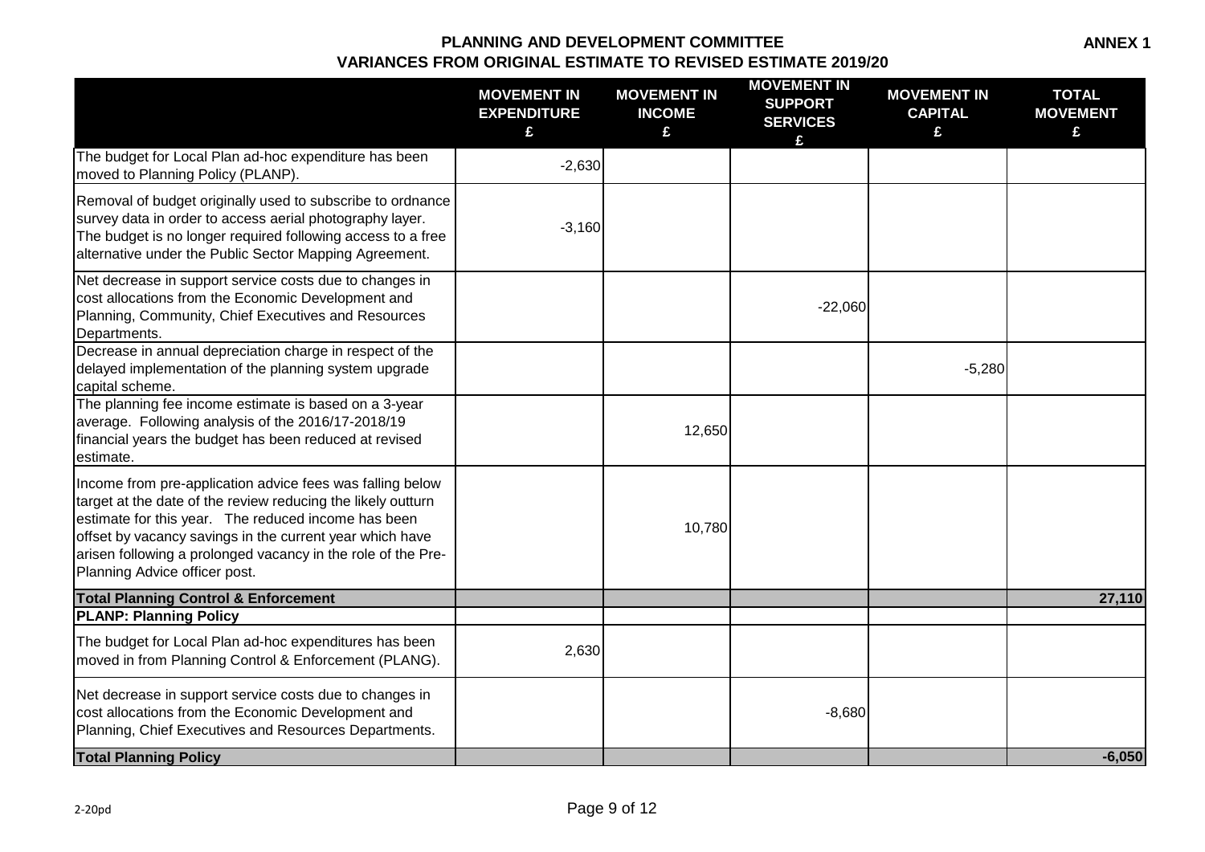**ANNEX 1**

# PLANNING AND DEVELOPMENT COMMITTEE
## VARIANCES FROM ORIGINAL ESTIMATE TO REVISED ESTIMATE 2019/20

| | MOVEMENT IN EXPENDITURE £ | MOVEMENT IN INCOME £ | MOVEMENT IN SUPPORT SERVICES £ | MOVEMENT IN CAPITAL £ | TOTAL MOVEMENT £ |
|---|---|---|---|---|---|
| The budget for Local Plan ad-hoc expenditure has been moved to Planning Policy (PLANP). | -2,630 | | | | |
| Removal of budget originally used to subscribe to ordnance survey data in order to access aerial photography layer. The budget is no longer required following access to a free alternative under the Public Sector Mapping Agreement. | -3,160 | | | | |
| Net decrease in support service costs due to changes in cost allocations from the Economic Development and Planning, Community, Chief Executives and Resources Departments. | | | -22,060 | | |
| Decrease in annual depreciation charge in respect of the delayed implementation of the planning system upgrade capital scheme. | | | | -5,280 | |
| The planning fee income estimate is based on a 3-year average. Following analysis of the 2016/17-2018/19 financial years the budget has been reduced at revised estimate. | | 12,650 | | | |
| Income from pre-application advice fees was falling below target at the date of the review reducing the likely outturn estimate for this year. The reduced income has been offset by vacancy savings in the current year which have arisen following a prolonged vacancy in the role of the Pre-Planning Advice officer post. | | 10,780 | | | |
| **Total Planning Control & Enforcement** | | | | | **27,110** |
| **PLANP: Planning Policy** | | | | | |
| The budget for Local Plan ad-hoc expenditures has been moved in from Planning Control & Enforcement (PLANG). | 2,630 | | | | |
| Net decrease in support service costs due to changes in cost allocations from the Economic Development and Planning, Chief Executives and Resources Departments. | | | -8,680 | | |
| **Total Planning Policy** | | | | | **-6,050** |

2-20pd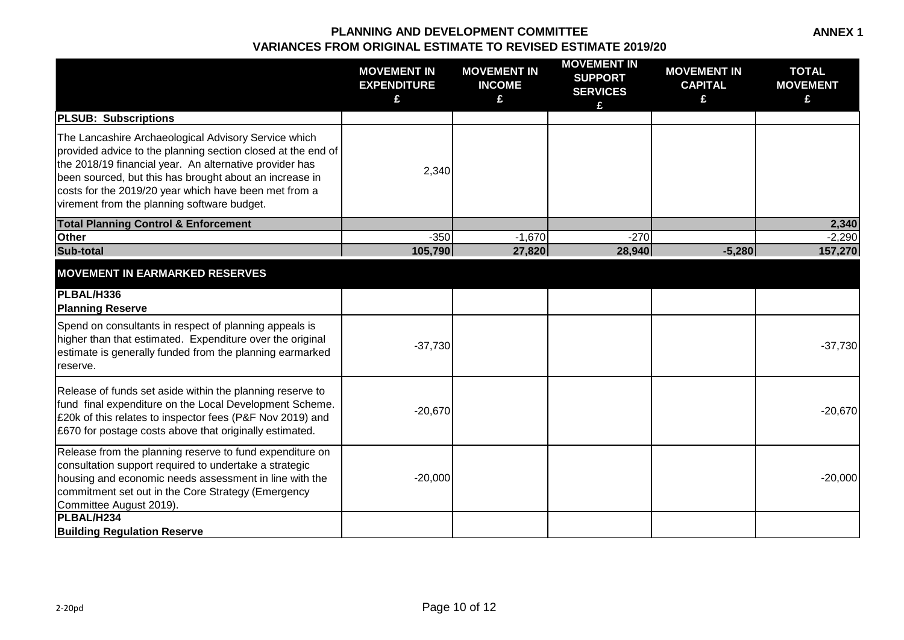# PLANNING AND DEVELOPMENT COMMITTEE
## VARIANCES FROM ORIGINAL ESTIMATE TO REVISED ESTIMATE 2019/20

**ANNEX 1**

| | MOVEMENT IN EXPENDITURE £ | MOVEMENT IN INCOME £ | MOVEMENT IN SUPPORT SERVICES £ | MOVEMENT IN CAPITAL £ | TOTAL MOVEMENT £ |
|---|---|---|---|---|---|
| **PLSUB: Subscriptions** | | | | | |
| The Lancashire Archaeological Advisory Service which provided advice to the planning section closed at the end of the 2018/19 financial year. An alternative provider has been sourced, but this has brought about an increase in costs for the 2019/20 year which have been met from a virement from the planning software budget. | 2,340 | | | | |
| **Total Planning Control & Enforcement** | | | | | **2,340** |
| **Other** | -350 | -1,670 | -270 | | -2,290 |
| **Sub-total** | **105,790** | **27,820** | **28,940** | **-5,280** | **157,270** |
| **MOVEMENT IN EARMARKED RESERVES** | | | | | |
| **PLBAL/H336 Planning Reserve** | | | | | |
| Spend on consultants in respect of planning appeals is higher than that estimated. Expenditure over the original estimate is generally funded from the planning earmarked reserve. | -37,730 | | | | -37,730 |
| Release of funds set aside within the planning reserve to fund final expenditure on the Local Development Scheme. £20k of this relates to inspector fees (P&F Nov 2019) and £670 for postage costs above that originally estimated. | -20,670 | | | | -20,670 |
| Release from the planning reserve to fund expenditure on consultation support required to undertake a strategic housing and economic needs assessment in line with the commitment set out in the Core Strategy (Emergency Committee August 2019). | -20,000 | | | | -20,000 |
| **PLBAL/H234 Building Regulation Reserve** | | | | | |

2-20pd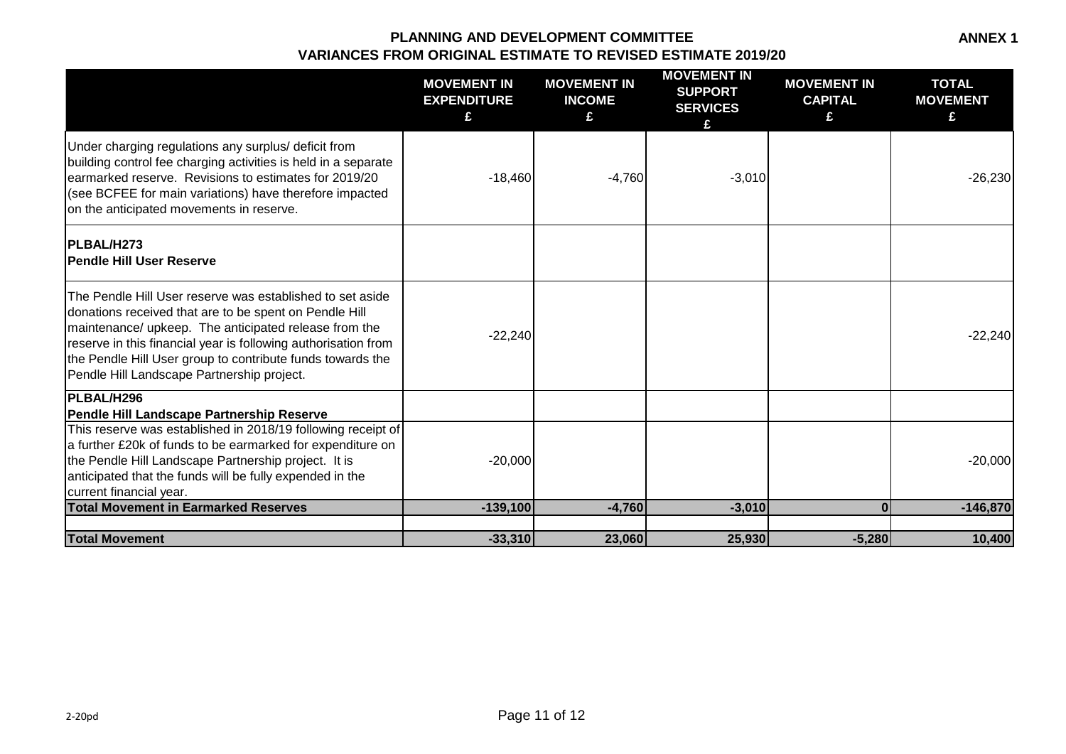# PLANNING AND DEVELOPMENT COMMITTEE

## VARIANCES FROM ORIGINAL ESTIMATE TO REVISED ESTIMATE 2019/20

**ANNEX 1**

| | MOVEMENT IN EXPENDITURE £ | MOVEMENT IN INCOME £ | MOVEMENT IN SUPPORT SERVICES £ | MOVEMENT IN CAPITAL £ | TOTAL MOVEMENT £ |
|---|---|---|---|---|---|
| Under charging regulations any surplus/ deficit from building control fee charging activities is held in a separate earmarked reserve. Revisions to estimates for 2019/20 (see BCFEE for main variations) have therefore impacted on the anticipated movements in reserve. | -18,460 | -4,760 | -3,010 | | -26,230 |
| **PLBAL/H273 Pendle Hill User Reserve** | | | | | |
| The Pendle Hill User reserve was established to set aside donations received that are to be spent on Pendle Hill maintenance/ upkeep. The anticipated release from the reserve in this financial year is following authorisation from the Pendle Hill User group to contribute funds towards the Pendle Hill Landscape Partnership project. | -22,240 | | | | -22,240 |
| **PLBAL/H296 Pendle Hill Landscape Partnership Reserve** | | | | | |
| This reserve was established in 2018/19 following receipt of a further £20k of funds to be earmarked for expenditure on the Pendle Hill Landscape Partnership project. It is anticipated that the funds will be fully expended in the current financial year. | -20,000 | | | | -20,000 |
| **Total Movement in Earmarked Reserves** | **-139,100** | **-4,760** | **-3,010** | **0** | **-146,870** |
| | | | | | |
| **Total Movement** | **-33,310** | **23,060** | **25,930** | **-5,280** | **10,400** |

2-20pd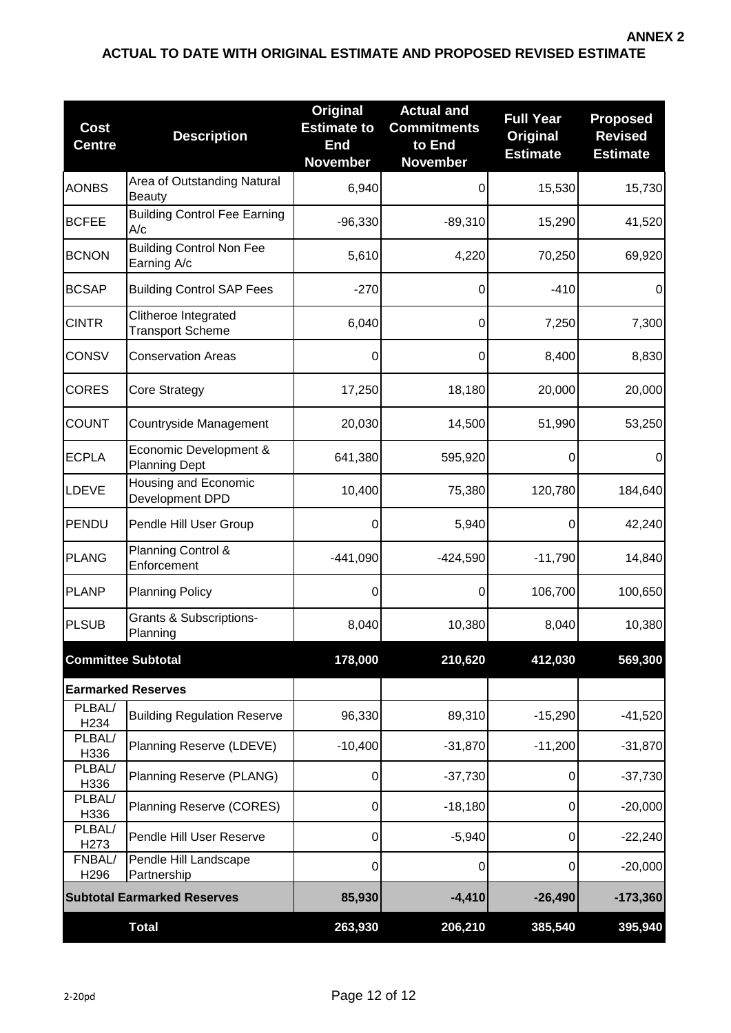ANNEX 2

## ACTUAL TO DATE WITH ORIGINAL ESTIMATE AND PROPOSED REVISED ESTIMATE

| Cost Centre | Description | Original Estimate to End November | Actual and Commitments to End November | Full Year Original Estimate | Proposed Revised Estimate |
|---|---|---|---|---|---|
| AONBS | Area of Outstanding Natural Beauty | 6,940 | 0 | 15,530 | 15,730 |
| BCFEE | Building Control Fee Earning A/c | -96,330 | -89,310 | 15,290 | 41,520 |
| BCNON | Building Control Non Fee Earning A/c | 5,610 | 4,220 | 70,250 | 69,920 |
| BCSAP | Building Control SAP Fees | -270 | 0 | -410 | 0 |
| CINTR | Clitheroe Integrated Transport Scheme | 6,040 | 0 | 7,250 | 7,300 |
| CONSV | Conservation Areas | 0 | 0 | 8,400 | 8,830 |
| CORES | Core Strategy | 17,250 | 18,180 | 20,000 | 20,000 |
| COUNT | Countryside Management | 20,030 | 14,500 | 51,990 | 53,250 |
| ECPLA | Economic Development & Planning Dept | 641,380 | 595,920 | 0 | 0 |
| LDEVE | Housing and Economic Development DPD | 10,400 | 75,380 | 120,780 | 184,640 |
| PENDU | Pendle Hill User Group | 0 | 5,940 | 0 | 42,240 |
| PLANG | Planning Control & Enforcement | -441,090 | -424,590 | -11,790 | 14,840 |
| PLANP | Planning Policy | 0 | 0 | 106,700 | 100,650 |
| PLSUB | Grants & Subscriptions-Planning | 8,040 | 10,380 | 8,040 | 10,380 |
| **Committee Subtotal** | | **178,000** | **210,620** | **412,030** | **569,300** |
| **Earmarked Reserves** | | | | | |
| PLBAL/H234 | Building Regulation Reserve | 96,330 | 89,310 | -15,290 | -41,520 |
| PLBAL/H336 | Planning Reserve (LDEVE) | -10,400 | -31,870 | -11,200 | -31,870 |
| PLBAL/H336 | Planning Reserve (PLANG) | 0 | -37,730 | 0 | -37,730 |
| PLBAL/H336 | Planning Reserve (CORES) | 0 | -18,180 | 0 | -20,000 |
| PLBAL/H273 | Pendle Hill User Reserve | 0 | -5,940 | 0 | -22,240 |
| FNBAL/H296 | Pendle Hill Landscape Partnership | 0 | 0 | 0 | -20,000 |
| **Subtotal Earmarked Reserves** | | **85,930** | **-4,410** | **-26,490** | **-173,360** |
| | **Total** | **263,930** | **206,210** | **385,540** | **395,940** |

2-20pd